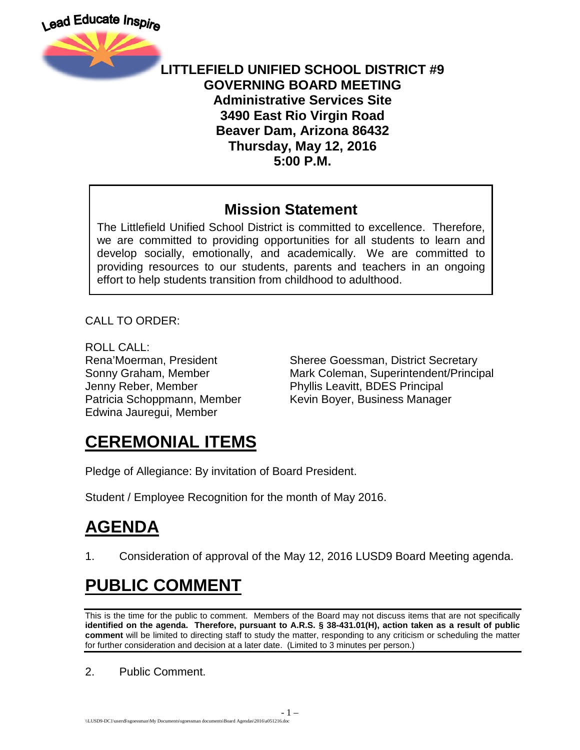Lead Educate Inspire

# LITTLEFIELD UNIFIED SCHOOL DISTRICT #9
## GOVERNING BOARD MEETING
**Administrative Services Site**
**3490 East Rio Virgin Road**
**Beaver Dam, Arizona 86432**
**Thursday, May 12, 2016**
**5:00 P.M.**

### Mission Statement

The Littlefield Unified School District is committed to excellence. Therefore, we are committed to providing opportunities for all students to learn and develop socially, emotionally, and academically. We are committed to providing resources to our students, parents and teachers in an ongoing effort to help students transition from childhood to adulthood.

CALL TO ORDER:

ROLL CALL:

Rena'Moerman, President
Sonny Graham, Member
Jenny Reber, Member
Patricia Schoppmann, Member
Edwina Jauregui, Member

Sheree Goessman, District Secretary
Mark Coleman, Superintendent/Principal
Phyllis Leavitt, BDES Principal
Kevin Boyer, Business Manager

## CEREMONIAL ITEMS

Pledge of Allegiance: By invitation of Board President.

Student / Employee Recognition for the month of May 2016.

## AGENDA

1. Consideration of approval of the May 12, 2016 LUSD9 Board Meeting agenda.

## PUBLIC COMMENT

This is the time for the public to comment. Members of the Board may not discuss items that are not specifically **identified on the agenda. Therefore, pursuant to A.R.S. § 38-431.01(H), action taken as a result of public comment** will be limited to directing staff to study the matter, responding to any criticism or scheduling the matter for further consideration and decision at a later date. (Limited to 3 minutes per person.)

2. Public Comment.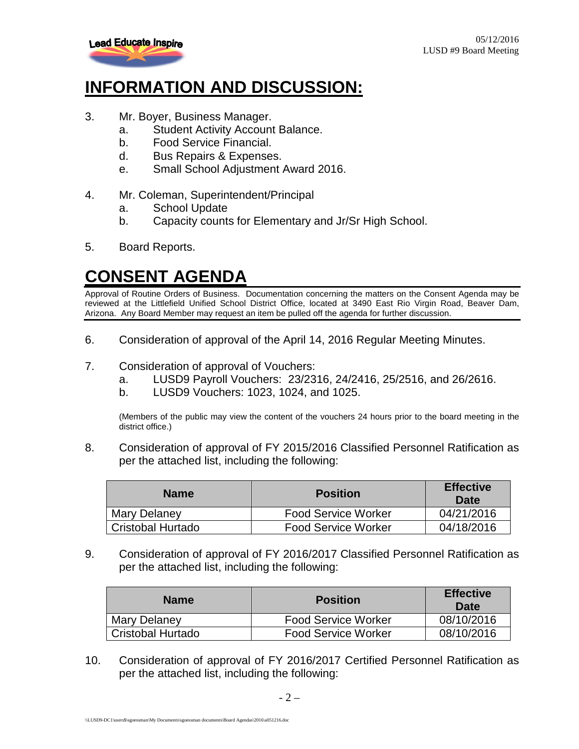# INFORMATION AND DISCUSSION:

3. Mr. Boyer, Business Manager.
   a. Student Activity Account Balance.
   b. Food Service Financial.
   d. Bus Repairs & Expenses.
   e. Small School Adjustment Award 2016.

4. Mr. Coleman, Superintendent/Principal
   a. School Update
   b. Capacity counts for Elementary and Jr/Sr High School.

5. Board Reports.

# CONSENT AGENDA

Approval of Routine Orders of Business. Documentation concerning the matters on the Consent Agenda may be reviewed at the Littlefield Unified School District Office, located at 3490 East Rio Virgin Road, Beaver Dam, Arizona. Any Board Member may request an item be pulled off the agenda for further discussion.

6. Consideration of approval of the April 14, 2016 Regular Meeting Minutes.

7. Consideration of approval of Vouchers:
   a. LUSD9 Payroll Vouchers: 23/2316, 24/2416, 25/2516, and 26/2616.
   b. LUSD9 Vouchers: 1023, 1024, and 1025.

   (Members of the public may view the content of the vouchers 24 hours prior to the board meeting in the district office.)

8. Consideration of approval of FY 2015/2016 Classified Personnel Ratification as per the attached list, including the following:

| Name | Position | Effective Date |
|---|---|---|
| Mary Delaney | Food Service Worker | 04/21/2016 |
| Cristobal Hurtado | Food Service Worker | 04/18/2016 |

9. Consideration of approval of FY 2016/2017 Classified Personnel Ratification as per the attached list, including the following:

| Name | Position | Effective Date |
|---|---|---|
| Mary Delaney | Food Service Worker | 08/10/2016 |
| Cristobal Hurtado | Food Service Worker | 08/10/2016 |

10. Consideration of approval of FY 2016/2017 Certified Personnel Ratification as per the attached list, including the following: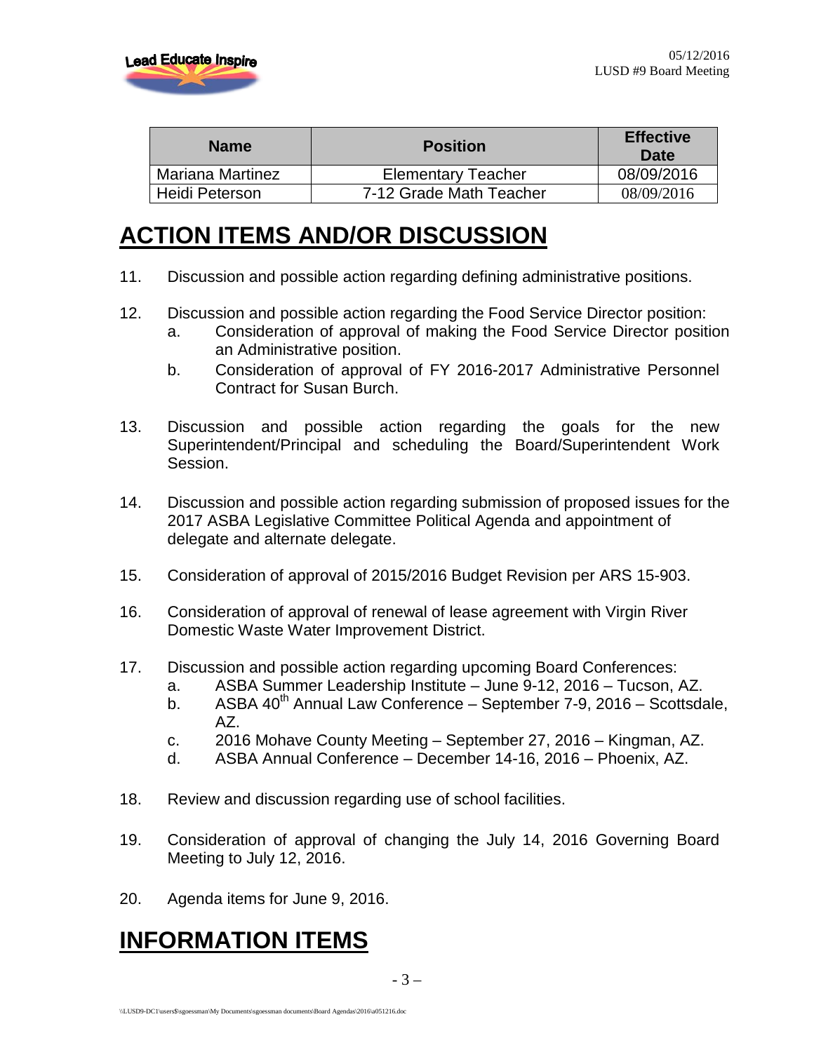| Name | Position | Effective Date |
| --- | --- | --- |
| Mariana Martinez | Elementary Teacher | 08/09/2016 |
| Heidi Peterson | 7-12 Grade Math Teacher | 08/09/2016 |

# ACTION ITEMS AND/OR DISCUSSION

11. Discussion and possible action regarding defining administrative positions.

12. Discussion and possible action regarding the Food Service Director position:
    a. Consideration of approval of making the Food Service Director position an Administrative position.
    b. Consideration of approval of FY 2016-2017 Administrative Personnel Contract for Susan Burch.

13. Discussion and possible action regarding the goals for the new Superintendent/Principal and scheduling the Board/Superintendent Work Session.

14. Discussion and possible action regarding submission of proposed issues for the 2017 ASBA Legislative Committee Political Agenda and appointment of delegate and alternate delegate.

15. Consideration of approval of 2015/2016 Budget Revision per ARS 15-903.

16. Consideration of approval of renewal of lease agreement with Virgin River Domestic Waste Water Improvement District.

17. Discussion and possible action regarding upcoming Board Conferences:
    a. ASBA Summer Leadership Institute – June 9-12, 2016 – Tucson, AZ.
    b. ASBA 40th Annual Law Conference – September 7-9, 2016 – Scottsdale, AZ.
    c. 2016 Mohave County Meeting – September 27, 2016 – Kingman, AZ.
    d. ASBA Annual Conference – December 14-16, 2016 – Phoenix, AZ.

18. Review and discussion regarding use of school facilities.

19. Consideration of approval of changing the July 14, 2016 Governing Board Meeting to July 12, 2016.

20. Agenda items for June 9, 2016.

# INFORMATION ITEMS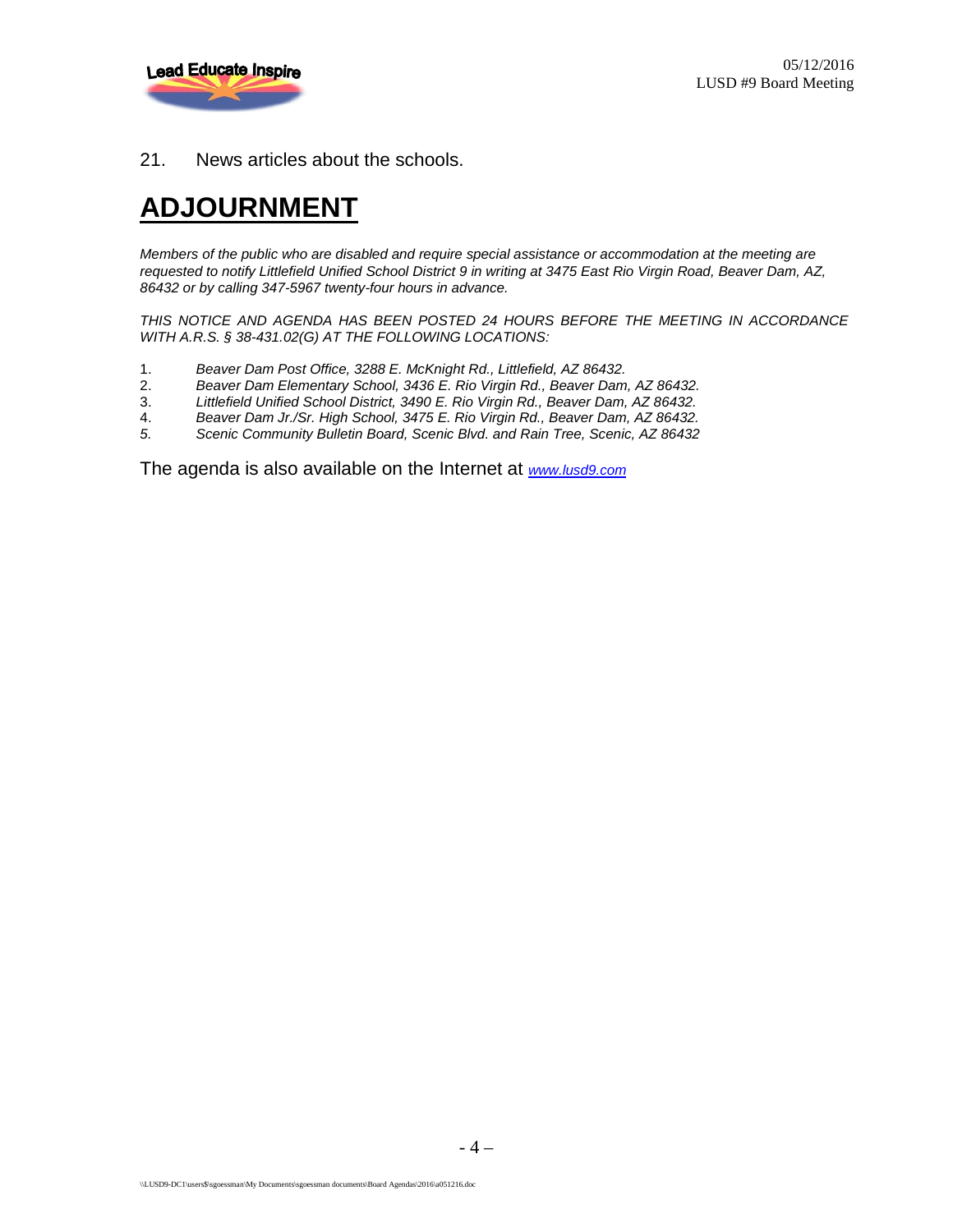21. News articles about the schools.

# ADJOURNMENT

*Members of the public who are disabled and require special assistance or accommodation at the meeting are requested to notify Littlefield Unified School District 9 in writing at 3475 East Rio Virgin Road, Beaver Dam, AZ, 86432 or by calling 347-5967 twenty-four hours in advance.*

*THIS NOTICE AND AGENDA HAS BEEN POSTED 24 HOURS BEFORE THE MEETING IN ACCORDANCE WITH A.R.S. § 38-431.02(G) AT THE FOLLOWING LOCATIONS:*

1. *Beaver Dam Post Office, 3288 E. McKnight Rd., Littlefield, AZ 86432.*
2. *Beaver Dam Elementary School, 3436 E. Rio Virgin Rd., Beaver Dam, AZ 86432.*
3. *Littlefield Unified School District, 3490 E. Rio Virgin Rd., Beaver Dam, AZ 86432.*
4. *Beaver Dam Jr./Sr. High School, 3475 E. Rio Virgin Rd., Beaver Dam, AZ 86432.*
5. *Scenic Community Bulletin Board, Scenic Blvd. and Rain Tree, Scenic, AZ 86432*

The agenda is also available on the Internet at *www.lusd9.com*